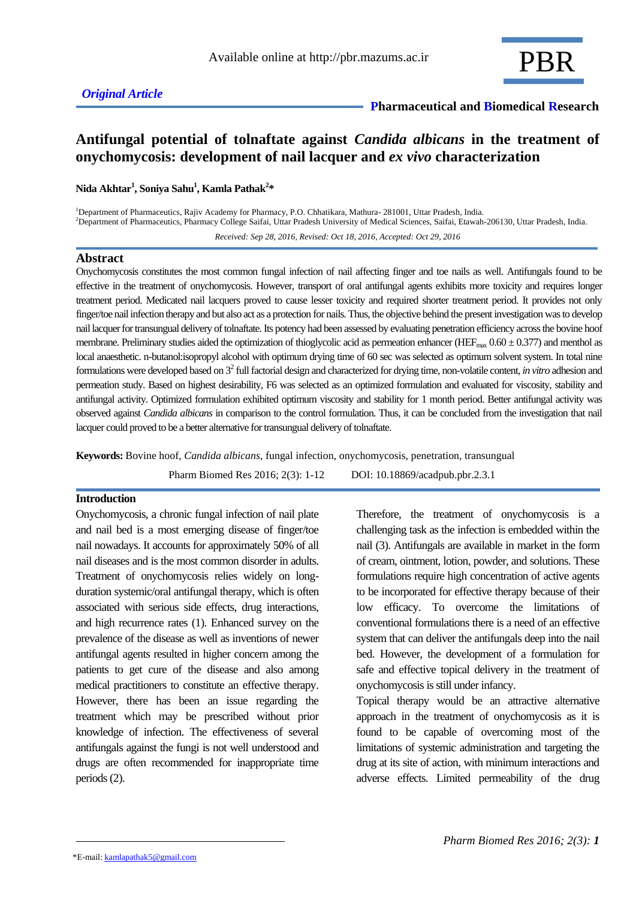*Original Article*

# Antifungal potential of tolnaftate against *Candida albicans* in the treatment of onychomycosis: development of nail lacquer and *ex vivo* characterization

**Nida Akhtar[1], Soniya Sahu[1], Kamla Pathak[2]***

[1]Department of Pharmaceutics, Rajiv Academy for Pharmacy, P.O. Chhatikara, Mathura- 281001, Uttar Pradesh, India.
[2]Department of Pharmaceutics, Pharmacy College Saifai, Uttar Pradesh University of Medical Sciences, Saifai, Etawah-206130, Uttar Pradesh, India.

*Received: Sep 28, 2016, Revised: Oct 18, 2016, Accepted: Oct 29, 2016*

## Abstract

Onychomycosis constitutes the most common fungal infection of nail affecting finger and toe nails as well. Antifungals found to be effective in the treatment of onychomycosis. However, transport of oral antifungal agents exhibits more toxicity and requires longer treatment period. Medicated nail lacquers proved to cause lesser toxicity and required shorter treatment period. It provides not only finger/toe nail infection therapy and but also act as a protection for nails. Thus, the objective behind the present investigation was to develop nail lacquer for transungual delivery of tolnaftate. Its potency had been assessed by evaluating penetration efficiency across the bovine hoof membrane. Preliminary studies aided the optimization of thioglycolic acid as permeation enhancer ($HEF_{max}$ 0.60 ± 0.377) and menthol as local anaesthetic. n-butanol:isopropyl alcohol with optimum drying time of 60 sec was selected as optimum solvent system. In total nine formulations were developed based on $3^2$ full factorial design and characterized for drying time, non-volatile content, *in vitro* adhesion and permeation study. Based on highest desirability, F6 was selected as an optimized formulation and evaluated for viscosity, stability and antifungal activity. Optimized formulation exhibited optimum viscosity and stability for 1 month period. Better antifungal activity was observed against *Candida albicans* in comparison to the control formulation. Thus, it can be concluded from the investigation that nail lacquer could proved to be a better alternative for transungual delivery of tolnaftate.

**Keywords:** Bovine hoof, *Candida albicans*, fungal infection, onychomycosis, penetration, transungual

Pharm Biomed Res 2016; 2(3): 1-12 DOI: 10.18869/acadpub.pbr.2.3.1

## Introduction

Onychomycosis, a chronic fungal infection of nail plate and nail bed is a most emerging disease of finger/toe nail nowadays. It accounts for approximately 50% of all nail diseases and is the most common disorder in adults. Treatment of onychomycosis relies widely on long-duration systemic/oral antifungal therapy, which is often associated with serious side effects, drug interactions, and high recurrence rates (1). Enhanced survey on the prevalence of the disease as well as inventions of newer antifungal agents resulted in higher concern among the patients to get cure of the disease and also among medical practitioners to constitute an effective therapy. However, there has been an issue regarding the treatment which may be prescribed without prior knowledge of infection. The effectiveness of several antifungals against the fungi is not well understood and drugs are often recommended for inappropriate time periods (2).

Therefore, the treatment of onychomycosis is a challenging task as the infection is embedded within the nail (3). Antifungals are available in market in the form of cream, ointment, lotion, powder, and solutions. These formulations require high concentration of active agents to be incorporated for effective therapy because of their low efficacy. To overcome the limitations of conventional formulations there is a need of an effective system that can deliver the antifungals deep into the nail bed. However, the development of a formulation for safe and effective topical delivery in the treatment of onychomycosis is still under infancy.

Topical therapy would be an attractive alternative approach in the treatment of onychomycosis as it is found to be capable of overcoming most of the limitations of systemic administration and targeting the drug at its site of action, with minimum interactions and adverse effects. Limited permeability of the drug

*E-mail: kamlapathak5@gmail.com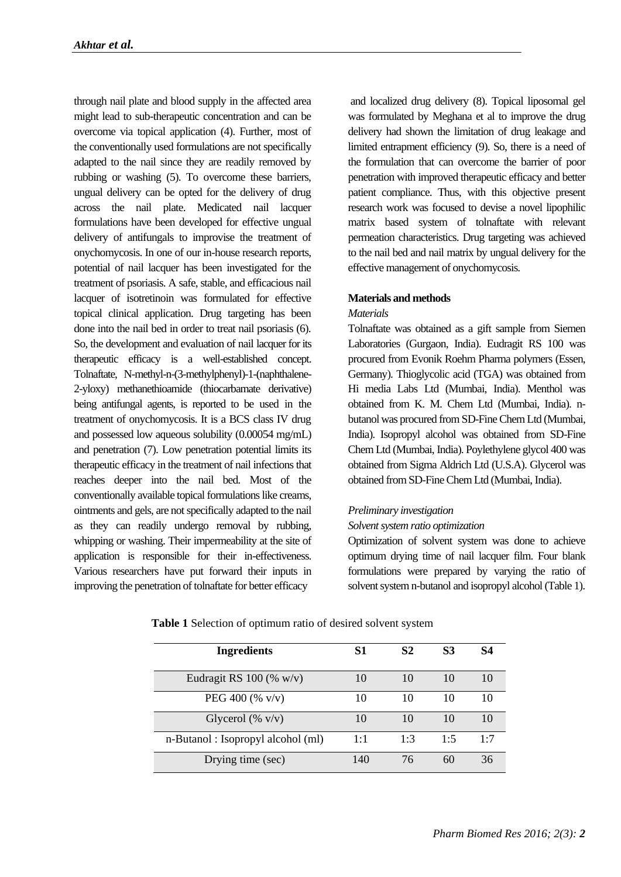through nail plate and blood supply in the affected area might lead to sub-therapeutic concentration and can be overcome via topical application (4). Further, most of the conventionally used formulations are not specifically adapted to the nail since they are readily removed by rubbing or washing (5). To overcome these barriers, ungual delivery can be opted for the delivery of drug across the nail plate. Medicated nail lacquer formulations have been developed for effective ungual delivery of antifungals to improvise the treatment of onychomycosis. In one of our in-house research reports, potential of nail lacquer has been investigated for the treatment of psoriasis. A safe, stable, and efficacious nail lacquer of isotretinoin was formulated for effective topical clinical application. Drug targeting has been done into the nail bed in order to treat nail psoriasis (6). So, the development and evaluation of nail lacquer for its therapeutic efficacy is a well-established concept. Tolnaftate, N-methyl-n-(3-methylphenyl)-1-(naphthalene-2-yloxy) methanethioamide (thiocarbamate derivative) being antifungal agents, is reported to be used in the treatment of onychomycosis. It is a BCS class IV drug and possessed low aqueous solubility (0.00054 mg/mL) and penetration (7). Low penetration potential limits its therapeutic efficacy in the treatment of nail infections that reaches deeper into the nail bed. Most of the conventionally available topical formulations like creams, ointments and gels, are not specifically adapted to the nail as they can readily undergo removal by rubbing, whipping or washing. Their impermeability at the site of application is responsible for their in-effectiveness. Various researchers have put forward their inputs in improving the penetration of tolnaftate for better efficacy and localized drug delivery (8). Topical liposomal gel was formulated by Meghana et al to improve the drug delivery had shown the limitation of drug leakage and limited entrapment efficiency (9). So, there is a need of the formulation that can overcome the barrier of poor penetration with improved therapeutic efficacy and better patient compliance. Thus, with this objective present research work was focused to devise a novel lipophilic matrix based system of tolnaftate with relevant permeation characteristics. Drug targeting was achieved to the nail bed and nail matrix by ungual delivery for the effective management of onychomycosis.

## Materials and methods

*Materials*

Tolnaftate was obtained as a gift sample from Siemen Laboratories (Gurgaon, India). Eudragit RS 100 was procured from Evonik Roehm Pharma polymers (Essen, Germany). Thioglycolic acid (TGA) was obtained from Hi media Labs Ltd (Mumbai, India). Menthol was obtained from K. M. Chem Ltd (Mumbai, India). n-butanol was procured from SD-Fine Chem Ltd (Mumbai, India). Isopropyl alcohol was obtained from SD-Fine Chem Ltd (Mumbai, India). Poylethylene glycol 400 was obtained from Sigma Aldrich Ltd (U.S.A). Glycerol was obtained from SD-Fine Chem Ltd (Mumbai, India).

*Preliminary investigation*

*Solvent system ratio optimization*

Optimization of solvent system was done to achieve optimum drying time of nail lacquer film. Four blank formulations were prepared by varying the ratio of solvent system n-butanol and isopropyl alcohol (Table 1).

**Table 1** Selection of optimum ratio of desired solvent system

| Ingredients | S1 | S2 | S3 | S4 |
|---|---|---|---|---|
| Eudragit RS 100 (% w/v) | 10 | 10 | 10 | 10 |
| PEG 400 (% v/v) | 10 | 10 | 10 | 10 |
| Glycerol (% v/v) | 10 | 10 | 10 | 10 |
| n-Butanol : Isopropyl alcohol (ml) | 1:1 | 1:3 | 1:5 | 1:7 |
| Drying time (sec) | 140 | 76 | 60 | 36 |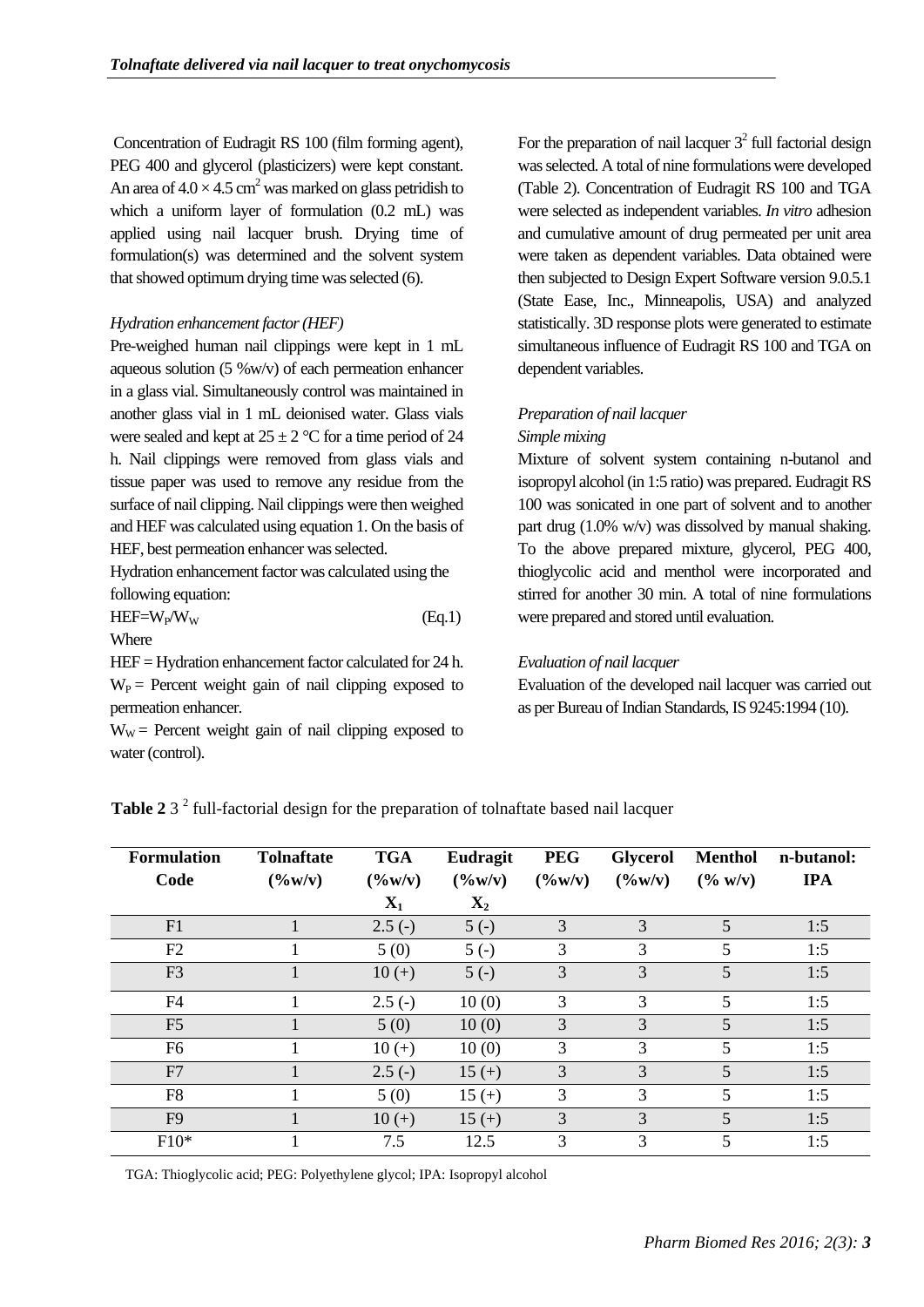Concentration of Eudragit RS 100 (film forming agent), PEG 400 and glycerol (plasticizers) were kept constant. An area of $4.0 \times 4.5$ cm$^2$ was marked on glass petridish to which a uniform layer of formulation (0.2 mL) was applied using nail lacquer brush. Drying time of formulation(s) was determined and the solvent system that showed optimum drying time was selected (6).

### *Hydration enhancement factor (HEF)*

Pre-weighed human nail clippings were kept in 1 mL aqueous solution (5 %w/v) of each permeation enhancer in a glass vial. Simultaneously control was maintained in another glass vial in 1 mL deionised water. Glass vials were sealed and kept at $25 \pm 2$ °C for a time period of 24 h. Nail clippings were removed from glass vials and tissue paper was used to remove any residue from the surface of nail clipping. Nail clippings were then weighed and HEF was calculated using equation 1. On the basis of HEF, best permeation enhancer was selected.

Hydration enhancement factor was calculated using the following equation:

$$HEF = W_P / W_W \qquad \text{(Eq.1)}$$

Where

HEF = Hydration enhancement factor calculated for 24 h.

$W_P$ = Percent weight gain of nail clipping exposed to permeation enhancer.

$W_W$ = Percent weight gain of nail clipping exposed to water (control).

For the preparation of nail lacquer $3^2$ full factorial design was selected. A total of nine formulations were developed (Table 2). Concentration of Eudragit RS 100 and TGA were selected as independent variables. *In vitro* adhesion and cumulative amount of drug permeated per unit area were taken as dependent variables. Data obtained were then subjected to Design Expert Software version 9.0.5.1 (State Ease, Inc., Minneapolis, USA) and analyzed statistically. 3D response plots were generated to estimate simultaneous influence of Eudragit RS 100 and TGA on dependent variables.

### *Preparation of nail lacquer*

#### *Simple mixing*

Mixture of solvent system containing n-butanol and isopropyl alcohol (in 1:5 ratio) was prepared. Eudragit RS 100 was sonicated in one part of solvent and to another part drug (1.0% w/v) was dissolved by manual shaking. To the above prepared mixture, glycerol, PEG 400, thioglycolic acid and menthol were incorporated and stirred for another 30 min. A total of nine formulations were prepared and stored until evaluation.

### *Evaluation of nail lacquer*

Evaluation of the developed nail lacquer was carried out as per Bureau of Indian Standards, IS 9245:1994 (10).

**Table 2** $3^2$ full-factorial design for the preparation of tolnaftate based nail lacquer

| Formulation Code | Tolnaftate (%w/v) | TGA (%w/v) $X_1$ | Eudragit (%w/v) $X_2$ | PEG (%w/v) | Glycerol (%w/v) | Menthol (% w/v) | n-butanol: IPA |
|---|---|---|---|---|---|---|---|
| F1 | 1 | 2.5 (-) | 5 (-) | 3 | 3 | 5 | 1:5 |
| F2 | 1 | 5 (0) | 5 (-) | 3 | 3 | 5 | 1:5 |
| F3 | 1 | 10 (+) | 5 (-) | 3 | 3 | 5 | 1:5 |
| F4 | 1 | 2.5 (-) | 10 (0) | 3 | 3 | 5 | 1:5 |
| F5 | 1 | 5 (0) | 10 (0) | 3 | 3 | 5 | 1:5 |
| F6 | 1 | 10 (+) | 10 (0) | 3 | 3 | 5 | 1:5 |
| F7 | 1 | 2.5 (-) | 15 (+) | 3 | 3 | 5 | 1:5 |
| F8 | 1 | 5 (0) | 15 (+) | 3 | 3 | 5 | 1:5 |
| F9 | 1 | 10 (+) | 15 (+) | 3 | 3 | 5 | 1:5 |
| F10* | 1 | 7.5 | 12.5 | 3 | 3 | 5 | 1:5 |

TGA: Thioglycolic acid; PEG: Polyethylene glycol; IPA: Isopropyl alcohol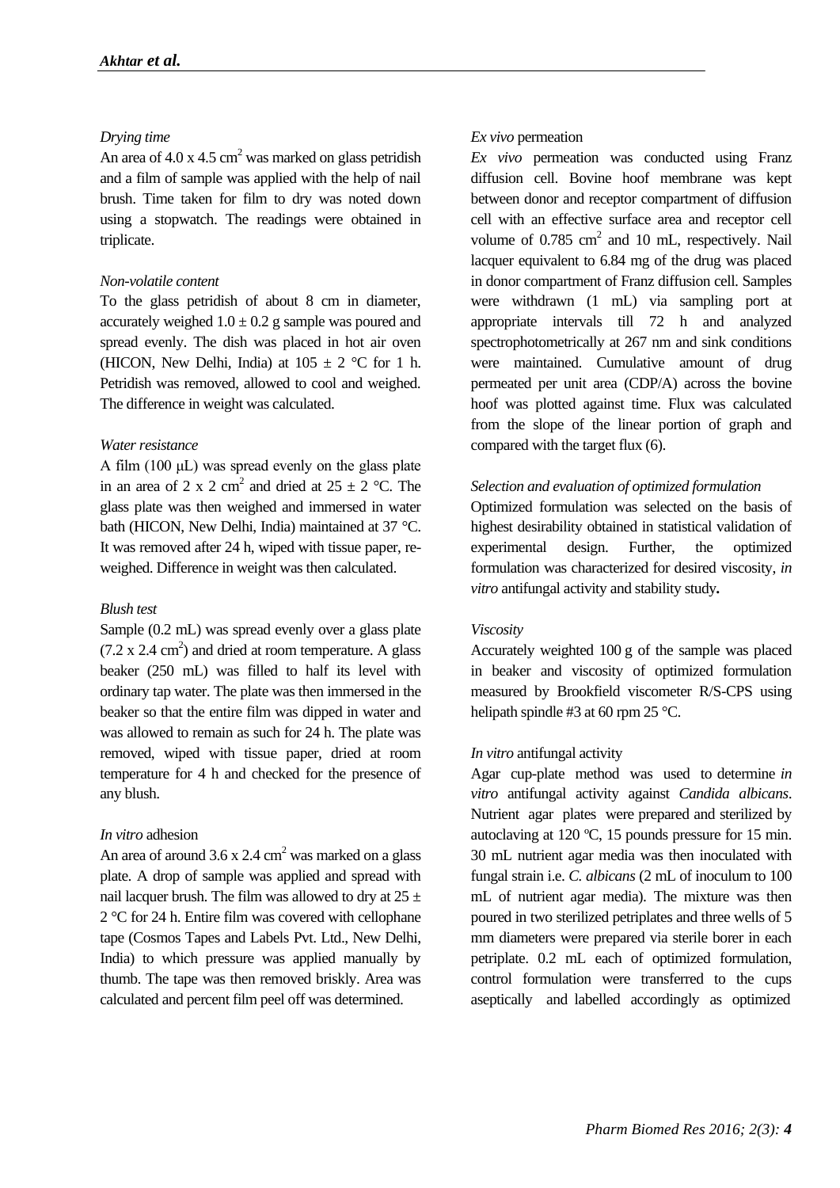*Drying time*

An area of 4.0 x 4.5 $cm^2$ was marked on glass petridish and a film of sample was applied with the help of nail brush. Time taken for film to dry was noted down using a stopwatch. The readings were obtained in triplicate.

*Non-volatile content*

To the glass petridish of about 8 cm in diameter, accurately weighed 1.0 ± 0.2 g sample was poured and spread evenly. The dish was placed in hot air oven (HICON, New Delhi, India) at 105 ± 2 °C for 1 h. Petridish was removed, allowed to cool and weighed. The difference in weight was calculated.

*Water resistance*

A film (100 μL) was spread evenly on the glass plate in an area of 2 x 2 $cm^2$ and dried at 25 ± 2 °C. The glass plate was then weighed and immersed in water bath (HICON, New Delhi, India) maintained at 37 °C. It was removed after 24 h, wiped with tissue paper, re-weighed. Difference in weight was then calculated.

*Blush test*

Sample (0.2 mL) was spread evenly over a glass plate (7.2 x 2.4 $cm^2$) and dried at room temperature. A glass beaker (250 mL) was filled to half its level with ordinary tap water. The plate was then immersed in the beaker so that the entire film was dipped in water and was allowed to remain as such for 24 h. The plate was removed, wiped with tissue paper, dried at room temperature for 4 h and checked for the presence of any blush.

*In vitro* adhesion

An area of around 3.6 x 2.4 $cm^2$ was marked on a glass plate. A drop of sample was applied and spread with nail lacquer brush. The film was allowed to dry at 25 ± 2 °C for 24 h. Entire film was covered with cellophane tape (Cosmos Tapes and Labels Pvt. Ltd., New Delhi, India) to which pressure was applied manually by thumb. The tape was then removed briskly. Area was calculated and percent film peel off was determined.

*Ex vivo* permeation

*Ex vivo* permeation was conducted using Franz diffusion cell. Bovine hoof membrane was kept between donor and receptor compartment of diffusion cell with an effective surface area and receptor cell volume of 0.785 $cm^2$ and 10 mL, respectively. Nail lacquer equivalent to 6.84 mg of the drug was placed in donor compartment of Franz diffusion cell. Samples were withdrawn (1 mL) via sampling port at appropriate intervals till 72 h and analyzed spectrophotometrically at 267 nm and sink conditions were maintained. Cumulative amount of drug permeated per unit area (CDP/A) across the bovine hoof was plotted against time. Flux was calculated from the slope of the linear portion of graph and compared with the target flux (6).

*Selection and evaluation of optimized formulation*

Optimized formulation was selected on the basis of highest desirability obtained in statistical validation of experimental design. Further, the optimized formulation was characterized for desired viscosity, *in vitro* antifungal activity and stability study**.**

*Viscosity*

Accurately weighted 100 g of the sample was placed in beaker and viscosity of optimized formulation measured by Brookfield viscometer R/S-CPS using helipath spindle #3 at 60 rpm 25 °C.

*In vitro* antifungal activity

Agar cup-plate method was used to determine *in vitro* antifungal activity against *Candida albicans*. Nutrient agar plates were prepared and sterilized by autoclaving at 120 ºC, 15 pounds pressure for 15 min. 30 mL nutrient agar media was then inoculated with fungal strain i.e. *C. albicans* (2 mL of inoculum to 100 mL of nutrient agar media). The mixture was then poured in two sterilized petriplates and three wells of 5 mm diameters were prepared via sterile borer in each petriplate. 0.2 mL each of optimized formulation, control formulation were transferred to the cups aseptically and labelled accordingly as optimized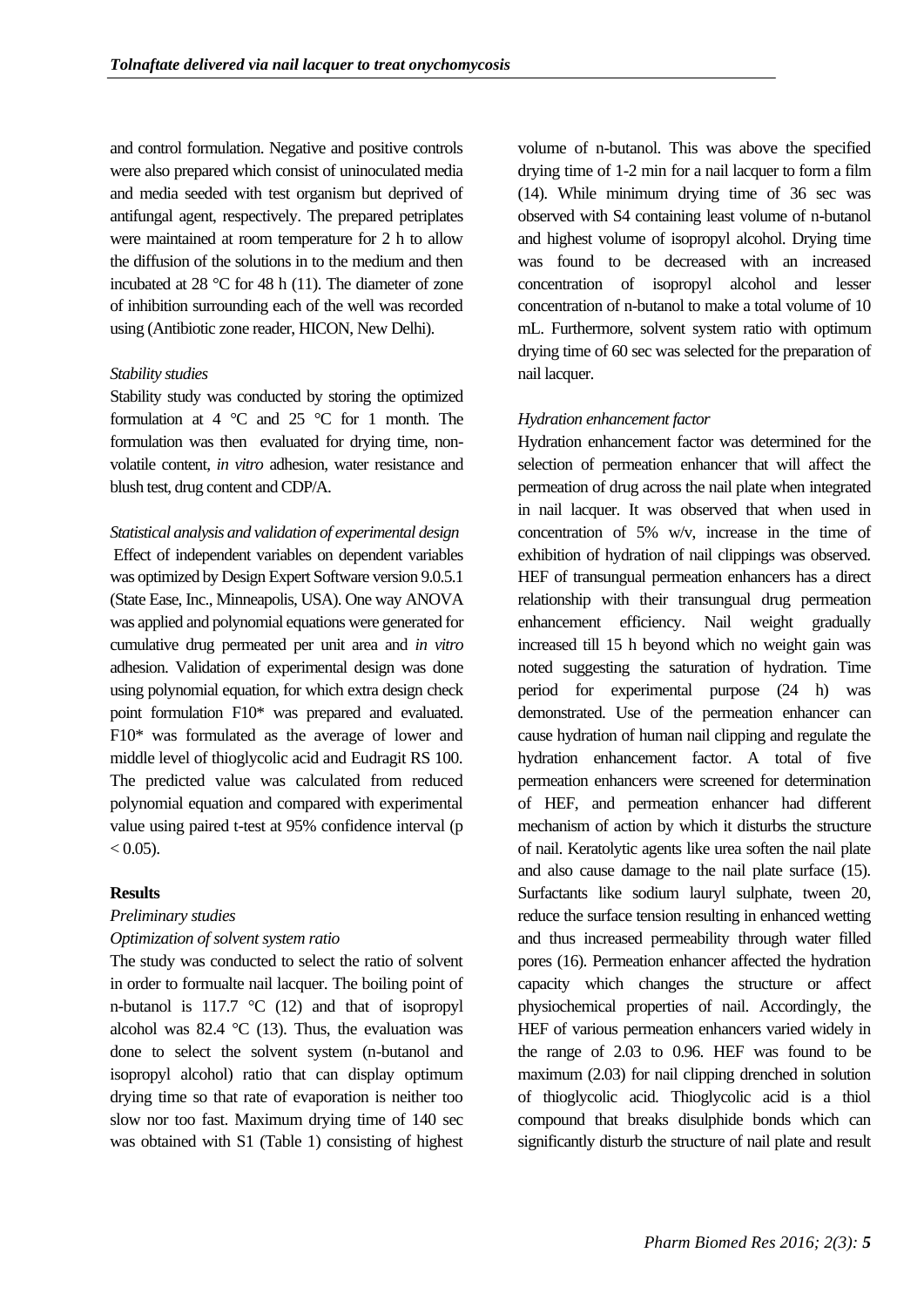and control formulation. Negative and positive controls were also prepared which consist of uninoculated media and media seeded with test organism but deprived of antifungal agent, respectively. The prepared petriplates were maintained at room temperature for 2 h to allow the diffusion of the solutions in to the medium and then incubated at 28 °C for 48 h (11). The diameter of zone of inhibition surrounding each of the well was recorded using (Antibiotic zone reader, HICON, New Delhi).

*Stability studies*

Stability study was conducted by storing the optimized formulation at 4 °C and 25 °C for 1 month. The formulation was then evaluated for drying time, non-volatile content, *in vitro* adhesion, water resistance and blush test, drug content and CDP/A.

*Statistical analysis and validation of experimental design*

Effect of independent variables on dependent variables was optimized by Design Expert Software version 9.0.5.1 (State Ease, Inc., Minneapolis, USA). One way ANOVA was applied and polynomial equations were generated for cumulative drug permeated per unit area and *in vitro* adhesion. Validation of experimental design was done using polynomial equation, for which extra design check point formulation F10* was prepared and evaluated. F10* was formulated as the average of lower and middle level of thioglycolic acid and Eudragit RS 100. The predicted value was calculated from reduced polynomial equation and compared with experimental value using paired t-test at 95% confidence interval ($p < 0.05$).

**Results**

*Preliminary studies*

*Optimization of solvent system ratio*

The study was conducted to select the ratio of solvent in order to formualte nail lacquer. The boiling point of n-butanol is 117.7 °C (12) and that of isopropyl alcohol was 82.4 °C (13). Thus, the evaluation was done to select the solvent system (n-butanol and isopropyl alcohol) ratio that can display optimum drying time so that rate of evaporation is neither too slow nor too fast. Maximum drying time of 140 sec was obtained with S1 (Table 1) consisting of highest volume of n-butanol. This was above the specified drying time of 1-2 min for a nail lacquer to form a film (14). While minimum drying time of 36 sec was observed with S4 containing least volume of n-butanol and highest volume of isopropyl alcohol. Drying time was found to be decreased with an increased concentration of isopropyl alcohol and lesser concentration of n-butanol to make a total volume of 10 mL. Furthermore, solvent system ratio with optimum drying time of 60 sec was selected for the preparation of nail lacquer.

*Hydration enhancement factor*

Hydration enhancement factor was determined for the selection of permeation enhancer that will affect the permeation of drug across the nail plate when integrated in nail lacquer. It was observed that when used in concentration of 5% w/v, increase in the time of exhibition of hydration of nail clippings was observed. HEF of transungual permeation enhancers has a direct relationship with their transungual drug permeation enhancement efficiency. Nail weight gradually increased till 15 h beyond which no weight gain was noted suggesting the saturation of hydration. Time period for experimental purpose (24 h) was demonstrated. Use of the permeation enhancer can cause hydration of human nail clipping and regulate the hydration enhancement factor. A total of five permeation enhancers were screened for determination of HEF, and permeation enhancer had different mechanism of action by which it disturbs the structure of nail. Keratolytic agents like urea soften the nail plate and also cause damage to the nail plate surface (15). Surfactants like sodium lauryl sulphate, tween 20, reduce the surface tension resulting in enhanced wetting and thus increased permeability through water filled pores (16). Permeation enhancer affected the hydration capacity which changes the structure or affect physiochemical properties of nail. Accordingly, the HEF of various permeation enhancers varied widely in the range of 2.03 to 0.96. HEF was found to be maximum (2.03) for nail clipping drenched in solution of thioglycolic acid. Thioglycolic acid is a thiol compound that breaks disulphide bonds which can significantly disturb the structure of nail plate and result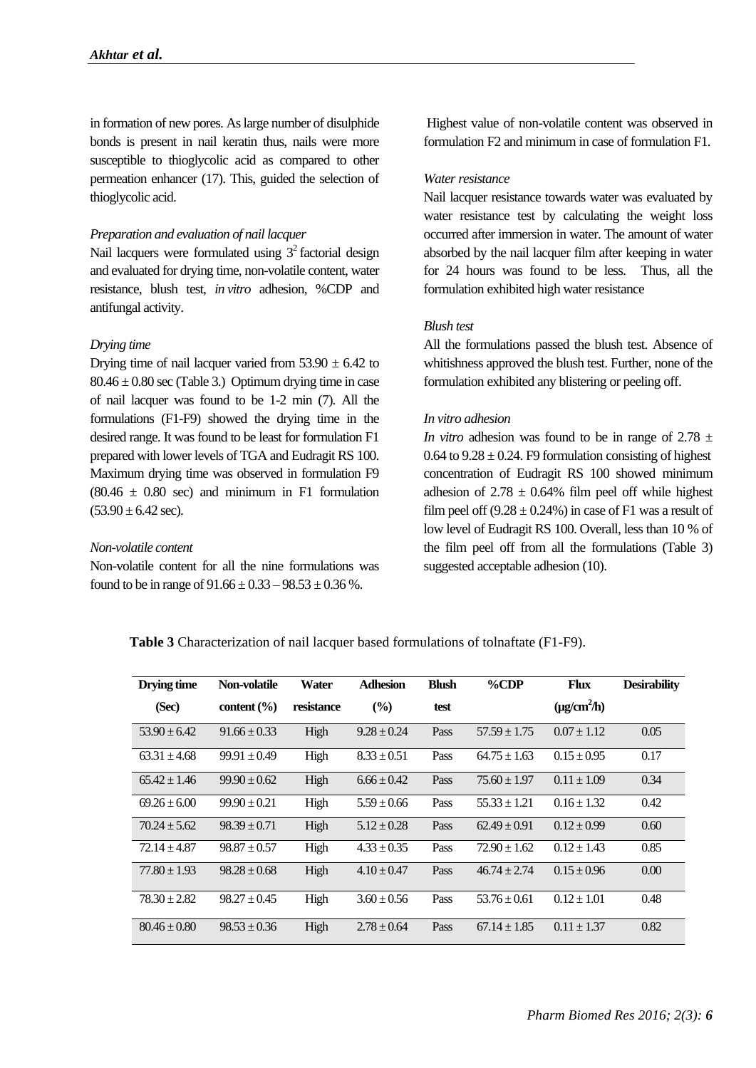in formation of new pores. As large number of disulphide bonds is present in nail keratin thus, nails were more susceptible to thioglycolic acid as compared to other permeation enhancer (17). This, guided the selection of thioglycolic acid.

*Preparation and evaluation of nail lacquer*

Nail lacquers were formulated using $3^2$ factorial design and evaluated for drying time, non-volatile content, water resistance, blush test, *in vitro* adhesion, %CDP and antifungal activity.

*Drying time*

Drying time of nail lacquer varied from 53.90 ± 6.42 to 80.46 ± 0.80 sec (Table 3.) Optimum drying time in case of nail lacquer was found to be 1-2 min (7). All the formulations (F1-F9) showed the drying time in the desired range. It was found to be least for formulation F1 prepared with lower levels of TGA and Eudragit RS 100. Maximum drying time was observed in formulation F9 (80.46 ± 0.80 sec) and minimum in F1 formulation (53.90 ± 6.42 sec).

*Non-volatile content*

Non-volatile content for all the nine formulations was found to be in range of 91.66 ± 0.33 – 98.53 ± 0.36 %. Highest value of non-volatile content was observed in formulation F2 and minimum in case of formulation F1.

*Water resistance*

Nail lacquer resistance towards water was evaluated by water resistance test by calculating the weight loss occurred after immersion in water. The amount of water absorbed by the nail lacquer film after keeping in water for 24 hours was found to be less. Thus, all the formulation exhibited high water resistance

*Blush test*

All the formulations passed the blush test. Absence of whitishness approved the blush test. Further, none of the formulation exhibited any blistering or peeling off.

*In vitro adhesion*

*In vitro* adhesion was found to be in range of 2.78 ± 0.64 to 9.28 ± 0.24. F9 formulation consisting of highest concentration of Eudragit RS 100 showed minimum adhesion of 2.78 ± 0.64% film peel off while highest film peel off (9.28 ± 0.24%) in case of F1 was a result of low level of Eudragit RS 100. Overall, less than 10 % of the film peel off from all the formulations (Table 3) suggested acceptable adhesion (10).

**Table 3** Characterization of nail lacquer based formulations of tolnaftate (F1-F9).

| Drying time (Sec) | Non-volatile content (%) | Water resistance | Adhesion (%) | Blush test | %CDP | Flux (μg/cm²/h) | Desirability |
|---|---|---|---|---|---|---|---|
| 53.90 ± 6.42 | 91.66 ± 0.33 | High | 9.28 ± 0.24 | Pass | 57.59 ± 1.75 | 0.07 ± 1.12 | 0.05 |
| 63.31 ± 4.68 | 99.91 ± 0.49 | High | 8.33 ± 0.51 | Pass | 64.75 ± 1.63 | 0.15 ± 0.95 | 0.17 |
| 65.42 ± 1.46 | 99.90 ± 0.62 | High | 6.66 ± 0.42 | Pass | 75.60 ± 1.97 | 0.11 ± 1.09 | 0.34 |
| 69.26 ± 6.00 | 99.90 ± 0.21 | High | 5.59 ± 0.66 | Pass | 55.33 ± 1.21 | 0.16 ± 1.32 | 0.42 |
| 70.24 ± 5.62 | 98.39 ± 0.71 | High | 5.12 ± 0.28 | Pass | 62.49 ± 0.91 | 0.12 ± 0.99 | 0.60 |
| 72.14 ± 4.87 | 98.87 ± 0.57 | High | 4.33 ± 0.35 | Pass | 72.90 ± 1.62 | 0.12 ± 1.43 | 0.85 |
| 77.80 ± 1.93 | 98.28 ± 0.68 | High | 4.10 ± 0.47 | Pass | 46.74 ± 2.74 | 0.15 ± 0.96 | 0.00 |
| 78.30 ± 2.82 | 98.27 ± 0.45 | High | 3.60 ± 0.56 | Pass | 53.76 ± 0.61 | 0.12 ± 1.01 | 0.48 |
| 80.46 ± 0.80 | 98.53 ± 0.36 | High | 2.78 ± 0.64 | Pass | 67.14 ± 1.85 | 0.11 ± 1.37 | 0.82 |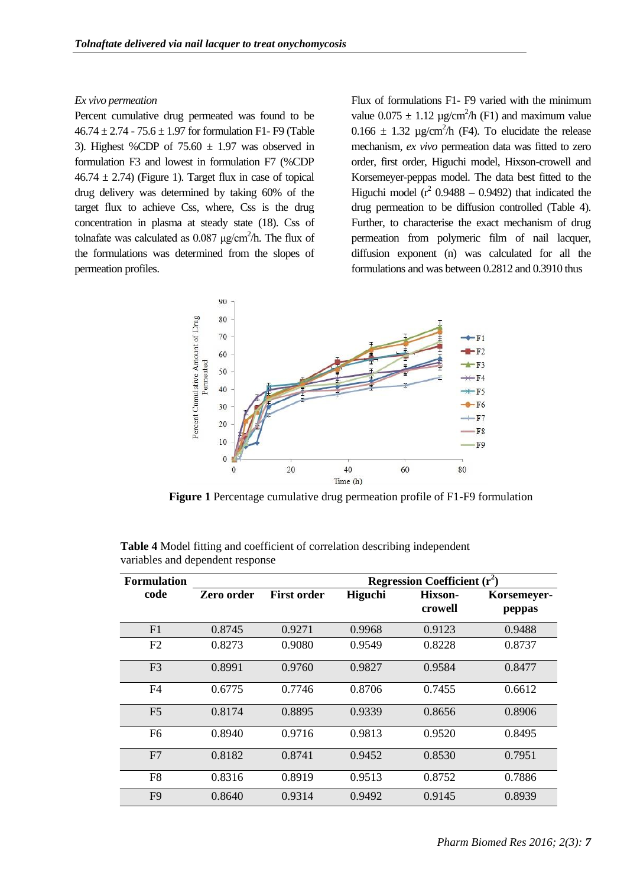*Ex vivo permeation*

Percent cumulative drug permeated was found to be 46.74 ± 2.74 - 75.6 ± 1.97 for formulation F1- F9 (Table 3). Highest %CDP of 75.60 ± 1.97 was observed in formulation F3 and lowest in formulation F7 (%CDP 46.74 ± 2.74) (Figure 1). Target flux in case of topical drug delivery was determined by taking 60% of the target flux to achieve Css, where, Css is the drug concentration in plasma at steady state (18). Css of tolnafate was calculated as 0.087 μg/cm$^2$/h. The flux of the formulations was determined from the slopes of permeation profiles.

Flux of formulations F1- F9 varied with the minimum value 0.075 ± 1.12 μg/cm$^2$/h (F1) and maximum value 0.166 ± 1.32 μg/cm$^2$/h (F4). To elucidate the release mechanism, *ex vivo* permeation data was fitted to zero order, first order, Higuchi model, Hixson-crowell and Korsemeyer-peppas model. The data best fitted to the Higuchi model ($r^2$ 0.9488 – 0.9492) that indicated the drug permeation to be diffusion controlled (Table 4). Further, to characterise the exact mechanism of drug permeation from polymeric film of nail lacquer, diffusion exponent (n) was calculated for all the formulations and was between 0.2812 and 0.3910 thus

**Figure 1** Percentage cumulative drug permeation profile of F1-F9 formulation

**Table 4** Model fitting and coefficient of correlation describing independent variables and dependent response

| Formulation code | Regression Coefficient ($r^2$) | | | | |
|---|---|---|---|---|---|
| | Zero order | First order | Higuchi | Hixson-crowell | Korsemeyer-peppas |
| F1 | 0.8745 | 0.9271 | 0.9968 | 0.9123 | 0.9488 |
| F2 | 0.8273 | 0.9080 | 0.9549 | 0.8228 | 0.8737 |
| F3 | 0.8991 | 0.9760 | 0.9827 | 0.9584 | 0.8477 |
| F4 | 0.6775 | 0.7746 | 0.8706 | 0.7455 | 0.6612 |
| F5 | 0.8174 | 0.8895 | 0.9339 | 0.8656 | 0.8906 |
| F6 | 0.8940 | 0.9716 | 0.9813 | 0.9520 | 0.8495 |
| F7 | 0.8182 | 0.8741 | 0.9452 | 0.8530 | 0.7951 |
| F8 | 0.8316 | 0.8919 | 0.9513 | 0.8752 | 0.7886 |
| F9 | 0.8640 | 0.9314 | 0.9492 | 0.9145 | 0.8939 |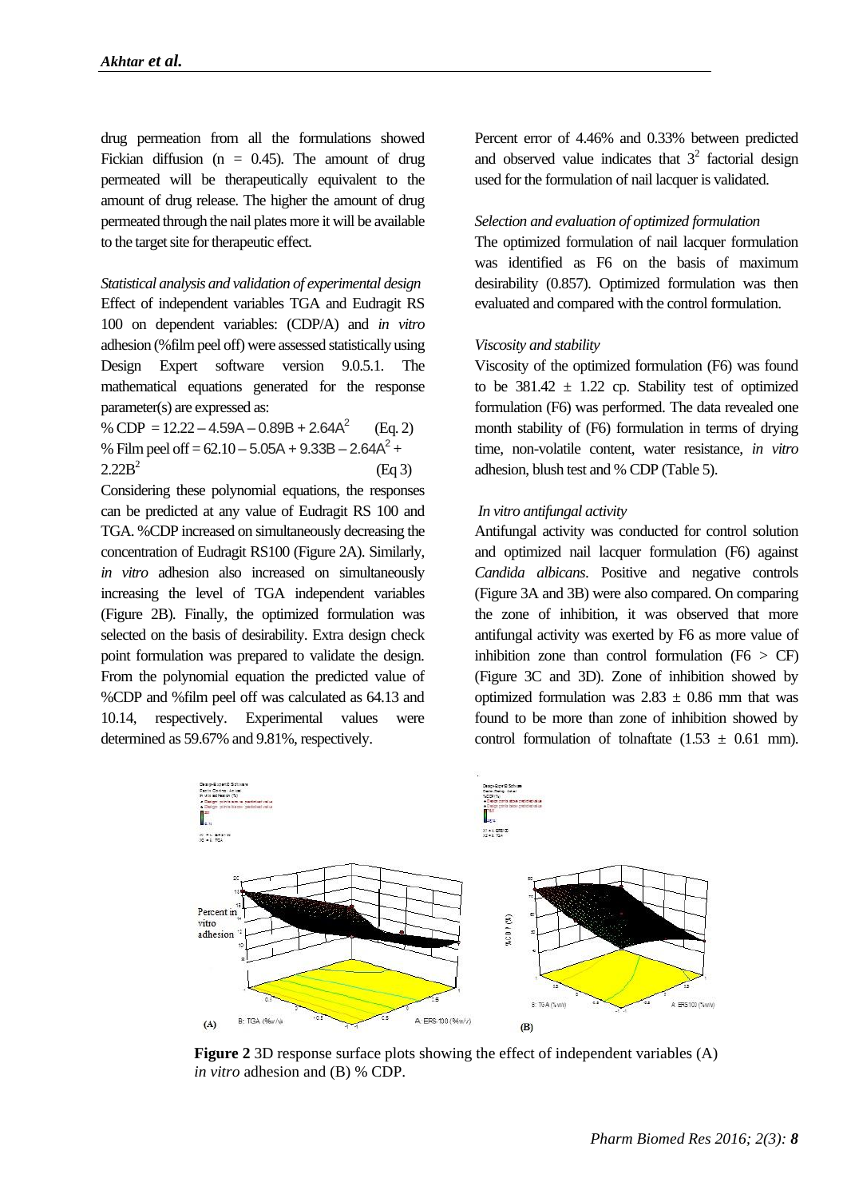drug permeation from all the formulations showed Fickian diffusion (n = 0.45). The amount of drug permeated will be therapeutically equivalent to the amount of drug release. The higher the amount of drug permeated through the nail plates more it will be available to the target site for therapeutic effect.

*Statistical analysis and validation of experimental design*

Effect of independent variables TGA and Eudragit RS 100 on dependent variables: (CDP/A) and *in vitro* adhesion (%film peel off) were assessed statistically using Design Expert software version 9.0.5.1. The mathematical equations generated for the response parameter(s) are expressed as:

$$\% \text{ CDP} = 12.22 - 4.59A - 0.89B + 2.64A^2 \quad \text{(Eq. 2)}$$

$$\% \text{ Film peel off} = 62.10 - 5.05A + 9.33B - 2.64A^2 + 2.22B^2 \quad \text{(Eq 3)}$$

Considering these polynomial equations, the responses can be predicted at any value of Eudragit RS 100 and TGA. %CDP increased on simultaneously decreasing the concentration of Eudragit RS100 (Figure 2A). Similarly, *in vitro* adhesion also increased on simultaneously increasing the level of TGA independent variables (Figure 2B). Finally, the optimized formulation was selected on the basis of desirability. Extra design check point formulation was prepared to validate the design. From the polynomial equation the predicted value of %CDP and %film peel off was calculated as 64.13 and 10.14, respectively. Experimental values were determined as 59.67% and 9.81%, respectively. Percent error of 4.46% and 0.33% between predicted and observed value indicates that $3^2$ factorial design used for the formulation of nail lacquer is validated.

*Selection and evaluation of optimized formulation*

The optimized formulation of nail lacquer formulation was identified as F6 on the basis of maximum desirability (0.857). Optimized formulation was then evaluated and compared with the control formulation.

*Viscosity and stability*

Viscosity of the optimized formulation (F6) was found to be 381.42 ± 1.22 cp. Stability test of optimized formulation (F6) was performed. The data revealed one month stability of (F6) formulation in terms of drying time, non-volatile content, water resistance, *in vitro* adhesion, blush test and % CDP (Table 5).

*In vitro antifungal activity*

Antifungal activity was conducted for control solution and optimized nail lacquer formulation (F6) against *Candida albicans*. Positive and negative controls (Figure 3A and 3B) were also compared. On comparing the zone of inhibition, it was observed that more antifungal activity was exerted by F6 as more value of inhibition zone than control formulation (F6 > CF) (Figure 3C and 3D). Zone of inhibition showed by optimized formulation was 2.83 ± 0.86 mm that was found to be more than zone of inhibition showed by control formulation of tolnaftate (1.53 ± 0.61 mm).

**Figure 2** 3D response surface plots showing the effect of independent variables (A) *in vitro* adhesion and (B) % CDP.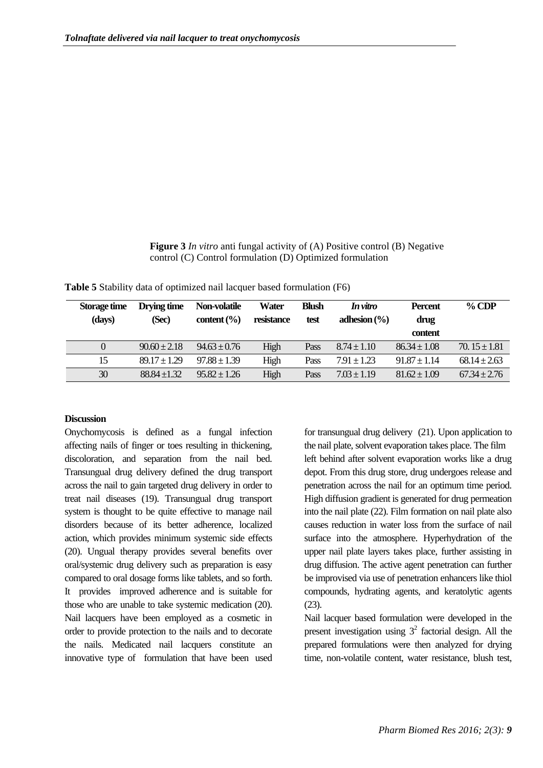**Figure 3** *In vitro* anti fungal activity of (A) Positive control (B) Negative control (C) Control formulation (D) Optimized formulation

**Table 5** Stability data of optimized nail lacquer based formulation (F6)

| Storage time (days) | Drying time (Sec) | Non-volatile content (%) | Water resistance | Blush test | *In vitro* adhesion (%) | Percent drug content | % CDP |
|---|---|---|---|---|---|---|---|
| 0 | 90.60 ± 2.18 | 94.63 ± 0.76 | High | Pass | 8.74 ± 1.10 | 86.34 ± 1.08 | 70. 15 ± 1.81 |
| 15 | 89.17 ± 1.29 | 97.88 ± 1.39 | High | Pass | 7.91 ± 1.23 | 91.87 ± 1.14 | 68.14 ± 2.63 |
| 30 | 88.84 ±1.32 | 95.82 ± 1.26 | High | Pass | 7.03 ± 1.19 | 81.62 ± 1.09 | 67.34 ± 2.76 |

**Discussion**

Onychomycosis is defined as a fungal infection affecting nails of finger or toes resulting in thickening, discoloration, and separation from the nail bed. Transungual drug delivery defined the drug transport across the nail to gain targeted drug delivery in order to treat nail diseases (19). Transungual drug transport system is thought to be quite effective to manage nail disorders because of its better adherence, localized action, which provides minimum systemic side effects (20). Ungual therapy provides several benefits over oral/systemic drug delivery such as preparation is easy compared to oral dosage forms like tablets, and so forth. It provides improved adherence and is suitable for those who are unable to take systemic medication (20). Nail lacquers have been employed as a cosmetic in order to provide protection to the nails and to decorate the nails. Medicated nail lacquers constitute an innovative type of formulation that have been used for transungual drug delivery (21). Upon application to the nail plate, solvent evaporation takes place. The film left behind after solvent evaporation works like a drug depot. From this drug store, drug undergoes release and penetration across the nail for an optimum time period. High diffusion gradient is generated for drug permeation into the nail plate (22). Film formation on nail plate also causes reduction in water loss from the surface of nail surface into the atmosphere. Hyperhydration of the upper nail plate layers takes place, further assisting in drug diffusion. The active agent penetration can further be improvised via use of penetration enhancers like thiol compounds, hydrating agents, and keratolytic agents (23).

Nail lacquer based formulation were developed in the present investigation using $3^2$ factorial design. All the prepared formulations were then analyzed for drying time, non-volatile content, water resistance, blush test,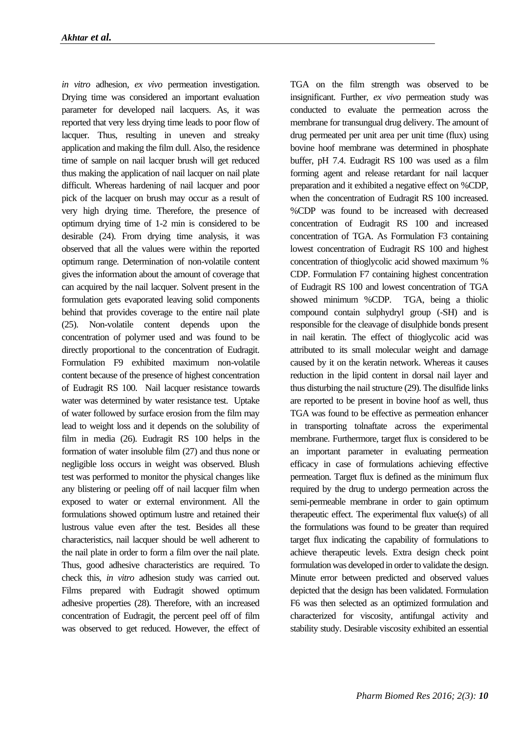*in vitro* adhesion, *ex vivo* permeation investigation. Drying time was considered an important evaluation parameter for developed nail lacquers. As, it was reported that very less drying time leads to poor flow of lacquer. Thus, resulting in uneven and streaky application and making the film dull. Also, the residence time of sample on nail lacquer brush will get reduced thus making the application of nail lacquer on nail plate difficult. Whereas hardening of nail lacquer and poor pick of the lacquer on brush may occur as a result of very high drying time. Therefore, the presence of optimum drying time of 1-2 min is considered to be desirable (24). From drying time analysis, it was observed that all the values were within the reported optimum range. Determination of non-volatile content gives the information about the amount of coverage that can acquired by the nail lacquer. Solvent present in the formulation gets evaporated leaving solid components behind that provides coverage to the entire nail plate (25). Non-volatile content depends upon the concentration of polymer used and was found to be directly proportional to the concentration of Eudragit. Formulation F9 exhibited maximum non-volatile content because of the presence of highest concentration of Eudragit RS 100. Nail lacquer resistance towards water was determined by water resistance test. Uptake of water followed by surface erosion from the film may lead to weight loss and it depends on the solubility of film in media (26). Eudragit RS 100 helps in the formation of water insoluble film (27) and thus none or negligible loss occurs in weight was observed. Blush test was performed to monitor the physical changes like any blistering or peeling off of nail lacquer film when exposed to water or external environment. All the formulations showed optimum lustre and retained their lustrous value even after the test. Besides all these characteristics, nail lacquer should be well adherent to the nail plate in order to form a film over the nail plate. Thus, good adhesive characteristics are required. To check this, *in vitro* adhesion study was carried out. Films prepared with Eudragit showed optimum adhesive properties (28). Therefore, with an increased concentration of Eudragit, the percent peel off of film was observed to get reduced. However, the effect of TGA on the film strength was observed to be insignificant. Further, *ex vivo* permeation study was conducted to evaluate the permeation across the membrane for transungual drug delivery. The amount of drug permeated per unit area per unit time (flux) using bovine hoof membrane was determined in phosphate buffer, pH 7.4. Eudragit RS 100 was used as a film forming agent and release retardant for nail lacquer preparation and it exhibited a negative effect on %CDP, when the concentration of Eudragit RS 100 increased. %CDP was found to be increased with decreased concentration of Eudragit RS 100 and increased concentration of TGA. As Formulation F3 containing lowest concentration of Eudragit RS 100 and highest concentration of thioglycolic acid showed maximum % CDP. Formulation F7 containing highest concentration of Eudragit RS 100 and lowest concentration of TGA showed minimum %CDP. TGA, being a thiolic compound contain sulphydryl group (-SH) and is responsible for the cleavage of disulphide bonds present in nail keratin. The effect of thioglycolic acid was attributed to its small molecular weight and damage caused by it on the keratin network. Whereas it causes reduction in the lipid content in dorsal nail layer and thus disturbing the nail structure (29). The disulfide links are reported to be present in bovine hoof as well, thus TGA was found to be effective as permeation enhancer in transporting tolnaftate across the experimental membrane. Furthermore, target flux is considered to be an important parameter in evaluating permeation efficacy in case of formulations achieving effective permeation. Target flux is defined as the minimum flux required by the drug to undergo permeation across the semi-permeable membrane in order to gain optimum therapeutic effect. The experimental flux value(s) of all the formulations was found to be greater than required target flux indicating the capability of formulations to achieve therapeutic levels. Extra design check point formulation was developed in order to validate the design. Minute error between predicted and observed values depicted that the design has been validated. Formulation F6 was then selected as an optimized formulation and characterized for viscosity, antifungal activity and stability study. Desirable viscosity exhibited an essential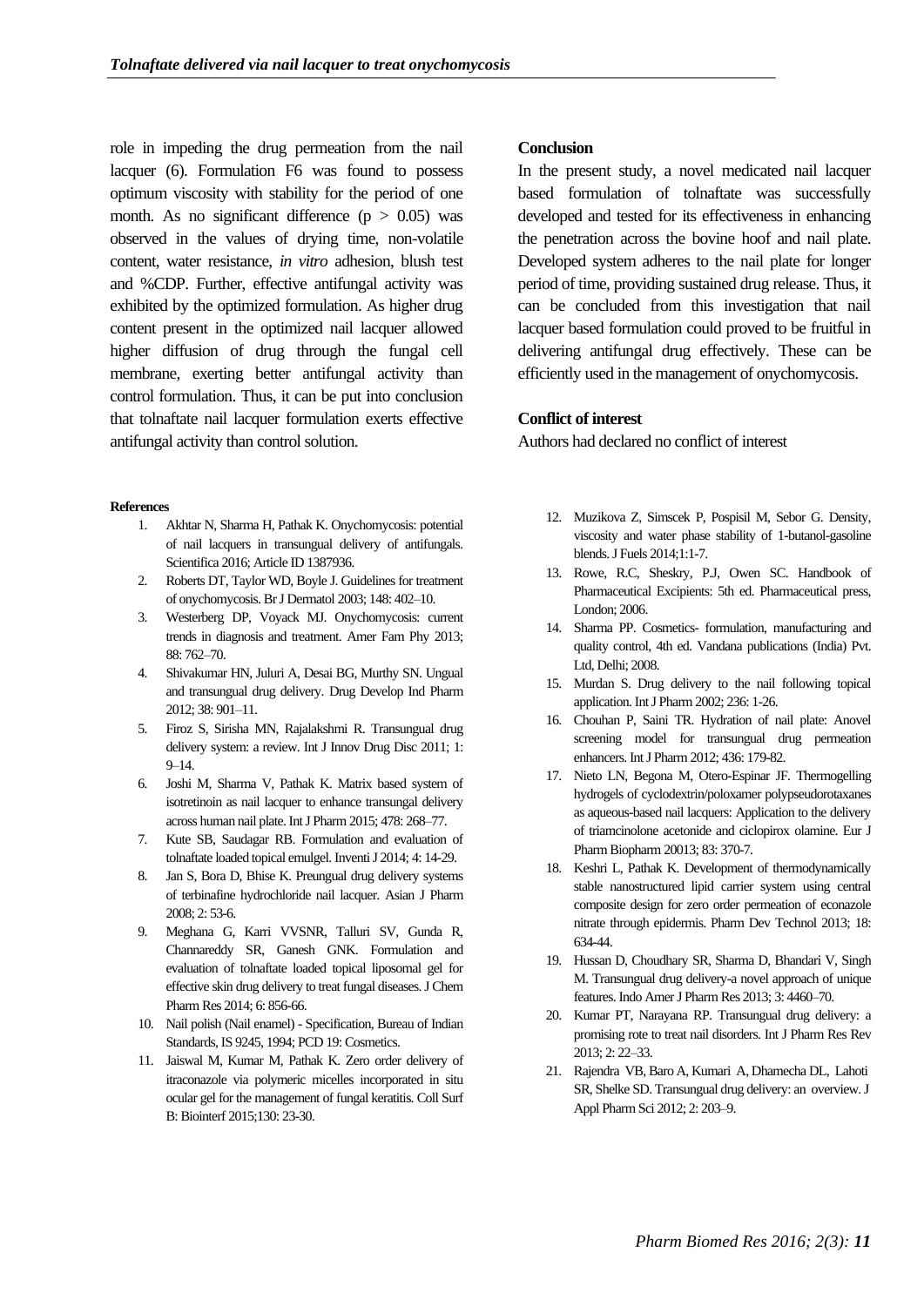role in impeding the drug permeation from the nail lacquer (6). Formulation F6 was found to possess optimum viscosity with stability for the period of one month. As no significant difference ($p > 0.05$) was observed in the values of drying time, non-volatile content, water resistance, *in vitro* adhesion, blush test and %CDP. Further, effective antifungal activity was exhibited by the optimized formulation. As higher drug content present in the optimized nail lacquer allowed higher diffusion of drug through the fungal cell membrane, exerting better antifungal activity than control formulation. Thus, it can be put into conclusion that tolnaftate nail lacquer formulation exerts effective antifungal activity than control solution.

**Conclusion**

In the present study, a novel medicated nail lacquer based formulation of tolnaftate was successfully developed and tested for its effectiveness in enhancing the penetration across the bovine hoof and nail plate. Developed system adheres to the nail plate for longer period of time, providing sustained drug release. Thus, it can be concluded from this investigation that nail lacquer based formulation could proved to be fruitful in delivering antifungal drug effectively. These can be efficiently used in the management of onychomycosis.

**Conflict of interest**

Authors had declared no conflict of interest

**References**

1. Akhtar N, Sharma H, Pathak K. Onychomycosis: potential of nail lacquers in transungual delivery of antifungals. Scientifica 2016; Article ID 1387936.
2. Roberts DT, Taylor WD, Boyle J. Guidelines for treatment of onychomycosis. Br J Dermatol 2003; 148: 402–10.
3. Westerberg DP, Voyack MJ. Onychomycosis: current trends in diagnosis and treatment. Amer Fam Phy 2013; 88: 762–70.
4. Shivakumar HN, Juluri A, Desai BG, Murthy SN. Ungual and transungual drug delivery. Drug Develop Ind Pharm 2012; 38: 901–11.
5. Firoz S, Sirisha MN, Rajalakshmi R. Transungual drug delivery system: a review. Int J Innov Drug Disc 2011; 1: 9–14.
6. Joshi M, Sharma V, Pathak K. Matrix based system of isotretinoin as nail lacquer to enhance transungal delivery across human nail plate. Int J Pharm 2015; 478: 268–77.
7. Kute SB, Saudagar RB. Formulation and evaluation of tolnaftate loaded topical emulgel. Inventi J 2014; 4: 14-29.
8. Jan S, Bora D, Bhise K. Preungual drug delivery systems of terbinafine hydrochloride nail lacquer. Asian J Pharm 2008; 2: 53-6.
9. Meghana G, Karri VVSNR, Talluri SV, Gunda R, Channareddy SR, Ganesh GNK. Formulation and evaluation of tolnaftate loaded topical liposomal gel for effective skin drug delivery to treat fungal diseases. J Chem Pharm Res 2014; 6: 856-66.
10. Nail polish (Nail enamel) - Specification, Bureau of Indian Standards, IS 9245, 1994; PCD 19: Cosmetics.
11. Jaiswal M, Kumar M, Pathak K. Zero order delivery of itraconazole via polymeric micelles incorporated in situ ocular gel for the management of fungal keratitis. Coll Surf B: Biointerf 2015;130: 23-30.
12. Muzikova Z, Simscek P, Pospisil M, Sebor G. Density, viscosity and water phase stability of 1-butanol-gasoline blends. J Fuels 2014;1:1-7.
13. Rowe, R.C, Sheskry, P.J, Owen SC. Handbook of Pharmaceutical Excipients: 5th ed. Pharmaceutical press, London; 2006.
14. Sharma PP. Cosmetics- formulation, manufacturing and quality control, 4th ed. Vandana publications (India) Pvt. Ltd, Delhi; 2008.
15. Murdan S. Drug delivery to the nail following topical application. Int J Pharm 2002; 236: 1-26.
16. Chouhan P, Saini TR. Hydration of nail plate: Anovel screening model for transungual drug permeation enhancers. Int J Pharm 2012; 436: 179-82.
17. Nieto LN, Begona M, Otero-Espinar JF. Thermogelling hydrogels of cyclodextrin/poloxamer polypseudorotaxanes as aqueous-based nail lacquers: Application to the delivery of triamcinolone acetonide and ciclopirox olamine. Eur J Pharm Biopharm 20013; 83: 370-7.
18. Keshri L, Pathak K. Development of thermodynamically stable nanostructured lipid carrier system using central composite design for zero order permeation of econazole nitrate through epidermis. Pharm Dev Technol 2013; 18: 634-44.
19. Hussan D, Choudhary SR, Sharma D, Bhandari V, Singh M. Transungual drug delivery-a novel approach of unique features. Indo Amer J Pharm Res 2013; 3: 4460–70.
20. Kumar PT, Narayana RP. Transungual drug delivery: a promising rote to treat nail disorders. Int J Pharm Res Rev 2013; 2: 22–33.
21. Rajendra VB, Baro A, Kumari A, Dhamecha DL, Lahoti SR, Shelke SD. Transungual drug delivery: an overview. J Appl Pharm Sci 2012; 2: 203–9.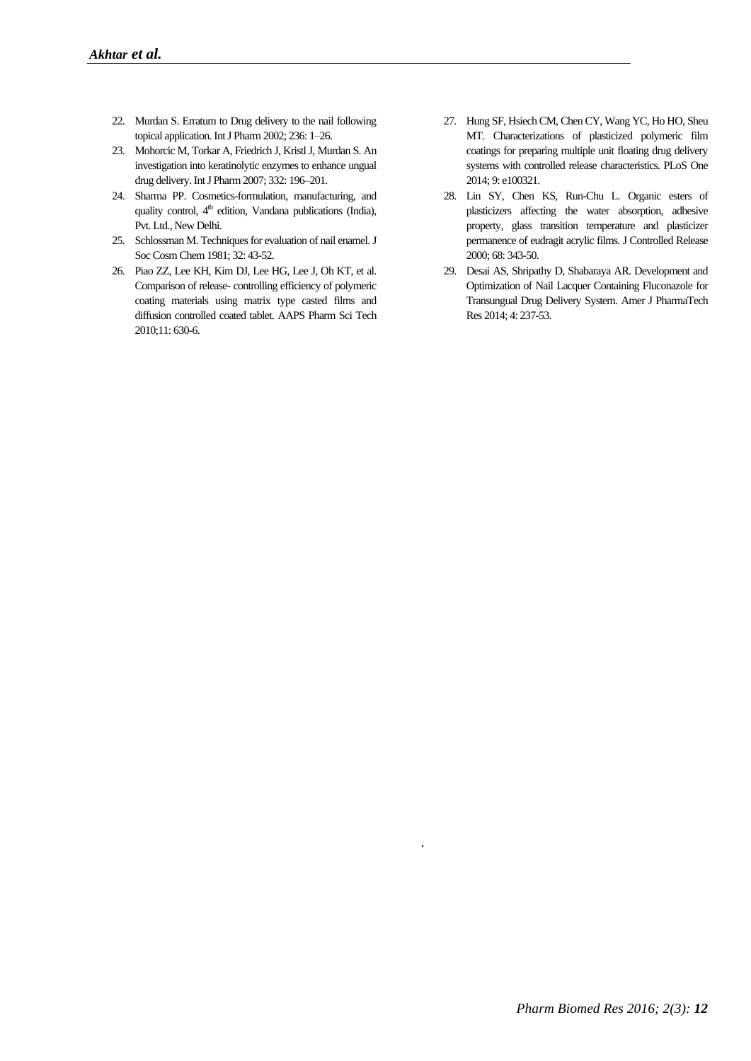22. Murdan S. Erratum to Drug delivery to the nail following topical application. Int J Pharm 2002; 236: 1–26.
23. Mohorcic M, Torkar A, Friedrich J, Kristl J, Murdan S. An investigation into keratinolytic enzymes to enhance ungual drug delivery. Int J Pharm 2007; 332: 196–201.
24. Sharma PP. Cosmetics-formulation, manufacturing, and quality control, 4th edition, Vandana publications (India), Pvt. Ltd., New Delhi.
25. Schlossman M. Techniques for evaluation of nail enamel. J Soc Cosm Chem 1981; 32: 43-52.
26. Piao ZZ, Lee KH, Kim DJ, Lee HG, Lee J, Oh KT, et al. Comparison of release- controlling efficiency of polymeric coating materials using matrix type casted films and diffusion controlled coated tablet. AAPS Pharm Sci Tech 2010;11: 630-6.
27. Hung SF, Hsiech CM, Chen CY, Wang YC, Ho HO, Sheu MT. Characterizations of plasticized polymeric film coatings for preparing multiple unit floating drug delivery systems with controlled release characteristics. PLoS One 2014; 9: e100321.
28. Lin SY, Chen KS, Run-Chu L. Organic esters of plasticizers affecting the water absorption, adhesive property, glass transition temperature and plasticizer permanence of eudragit acrylic films. J Controlled Release 2000; 68: 343-50.
29. Desai AS, Shripathy D, Shabaraya AR. Development and Optimization of Nail Lacquer Containing Fluconazole for Transungual Drug Delivery System. Amer J PharmaTech Res 2014; 4: 237-53.